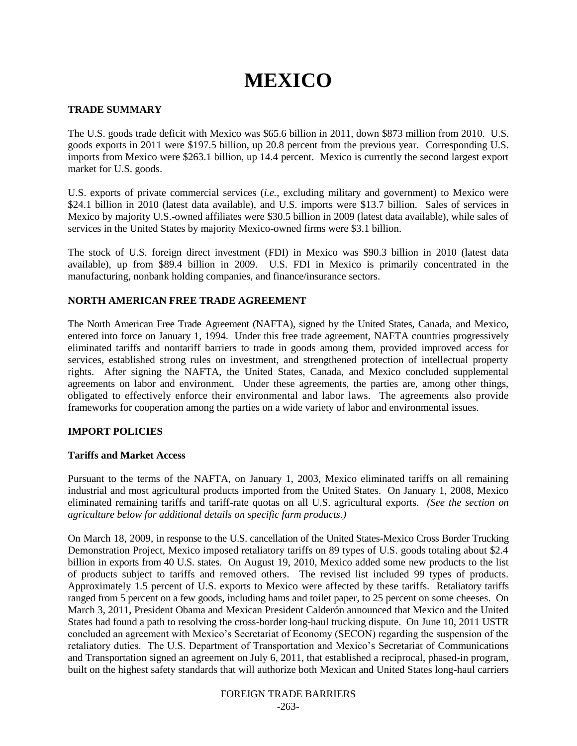# MEXICO

## TRADE SUMMARY

The U.S. goods trade deficit with Mexico was $65.6 billion in 2011, down $873 million from 2010. U.S. goods exports in 2011 were $197.5 billion, up 20.8 percent from the previous year. Corresponding U.S. imports from Mexico were $263.1 billion, up 14.4 percent. Mexico is currently the second largest export market for U.S. goods.

U.S. exports of private commercial services (*i.e.*, excluding military and government) to Mexico were $24.1 billion in 2010 (latest data available), and U.S. imports were $13.7 billion. Sales of services in Mexico by majority U.S.-owned affiliates were $30.5 billion in 2009 (latest data available), while sales of services in the United States by majority Mexico-owned firms were $3.1 billion.

The stock of U.S. foreign direct investment (FDI) in Mexico was $90.3 billion in 2010 (latest data available), up from $89.4 billion in 2009. U.S. FDI in Mexico is primarily concentrated in the manufacturing, nonbank holding companies, and finance/insurance sectors.

## NORTH AMERICAN FREE TRADE AGREEMENT

The North American Free Trade Agreement (NAFTA), signed by the United States, Canada, and Mexico, entered into force on January 1, 1994. Under this free trade agreement, NAFTA countries progressively eliminated tariffs and nontariff barriers to trade in goods among them, provided improved access for services, established strong rules on investment, and strengthened protection of intellectual property rights. After signing the NAFTA, the United States, Canada, and Mexico concluded supplemental agreements on labor and environment. Under these agreements, the parties are, among other things, obligated to effectively enforce their environmental and labor laws. The agreements also provide frameworks for cooperation among the parties on a wide variety of labor and environmental issues.

## IMPORT POLICIES

### Tariffs and Market Access

Pursuant to the terms of the NAFTA, on January 1, 2003, Mexico eliminated tariffs on all remaining industrial and most agricultural products imported from the United States. On January 1, 2008, Mexico eliminated remaining tariffs and tariff-rate quotas on all U.S. agricultural exports. *(See the section on agriculture below for additional details on specific farm products.)*

On March 18, 2009, in response to the U.S. cancellation of the United States-Mexico Cross Border Trucking Demonstration Project, Mexico imposed retaliatory tariffs on 89 types of U.S. goods totaling about $2.4 billion in exports from 40 U.S. states. On August 19, 2010, Mexico added some new products to the list of products subject to tariffs and removed others. The revised list included 99 types of products. Approximately 1.5 percent of U.S. exports to Mexico were affected by these tariffs. Retaliatory tariffs ranged from 5 percent on a few goods, including hams and toilet paper, to 25 percent on some cheeses. On March 3, 2011, President Obama and Mexican President Calderón announced that Mexico and the United States had found a path to resolving the cross-border long-haul trucking dispute. On June 10, 2011 USTR concluded an agreement with Mexico's Secretariat of Economy (SECON) regarding the suspension of the retaliatory duties. The U.S. Department of Transportation and Mexico's Secretariat of Communications and Transportation signed an agreement on July 6, 2011, that established a reciprocal, phased-in program, built on the highest safety standards that will authorize both Mexican and United States long-haul carriers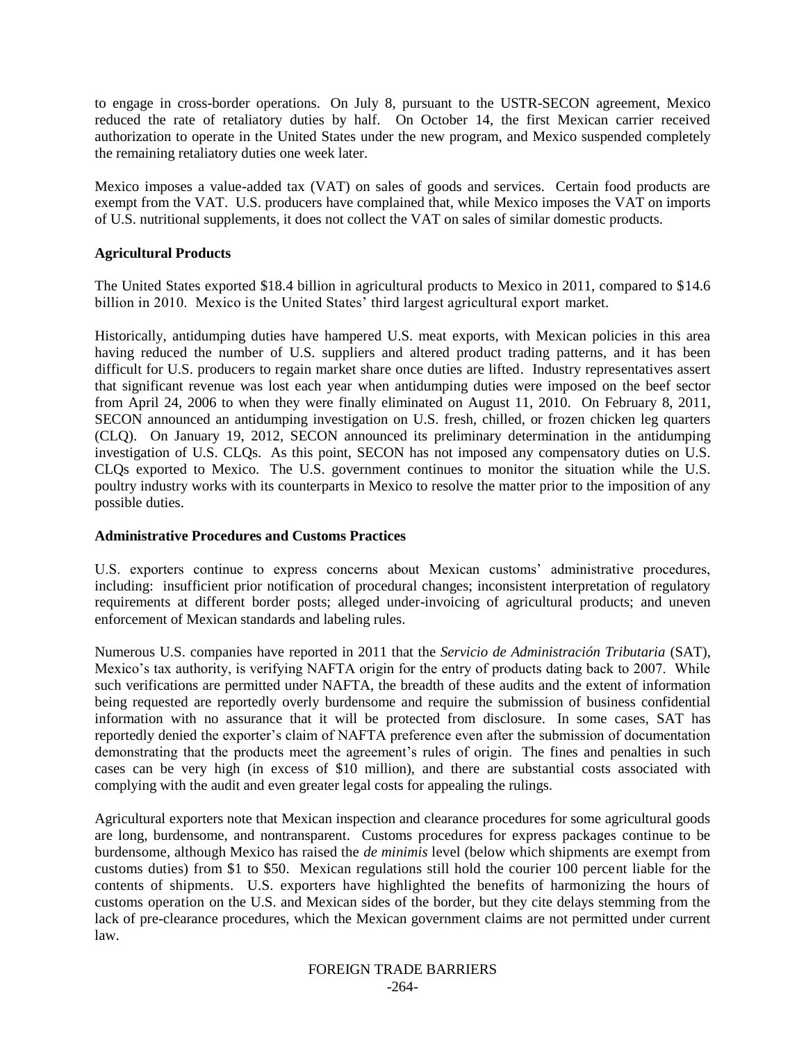to engage in cross-border operations. On July 8, pursuant to the USTR-SECON agreement, Mexico reduced the rate of retaliatory duties by half. On October 14, the first Mexican carrier received authorization to operate in the United States under the new program, and Mexico suspended completely the remaining retaliatory duties one week later.

Mexico imposes a value-added tax (VAT) on sales of goods and services. Certain food products are exempt from the VAT. U.S. producers have complained that, while Mexico imposes the VAT on imports of U.S. nutritional supplements, it does not collect the VAT on sales of similar domestic products.

**Agricultural Products**

The United States exported $18.4 billion in agricultural products to Mexico in 2011, compared to $14.6 billion in 2010. Mexico is the United States' third largest agricultural export market.

Historically, antidumping duties have hampered U.S. meat exports, with Mexican policies in this area having reduced the number of U.S. suppliers and altered product trading patterns, and it has been difficult for U.S. producers to regain market share once duties are lifted. Industry representatives assert that significant revenue was lost each year when antidumping duties were imposed on the beef sector from April 24, 2006 to when they were finally eliminated on August 11, 2010. On February 8, 2011, SECON announced an antidumping investigation on U.S. fresh, chilled, or frozen chicken leg quarters (CLQ). On January 19, 2012, SECON announced its preliminary determination in the antidumping investigation of U.S. CLQs. As this point, SECON has not imposed any compensatory duties on U.S. CLQs exported to Mexico. The U.S. government continues to monitor the situation while the U.S. poultry industry works with its counterparts in Mexico to resolve the matter prior to the imposition of any possible duties.

**Administrative Procedures and Customs Practices**

U.S. exporters continue to express concerns about Mexican customs' administrative procedures, including: insufficient prior notification of procedural changes; inconsistent interpretation of regulatory requirements at different border posts; alleged under-invoicing of agricultural products; and uneven enforcement of Mexican standards and labeling rules.

Numerous U.S. companies have reported in 2011 that the *Servicio de Administración Tributaria* (SAT), Mexico's tax authority, is verifying NAFTA origin for the entry of products dating back to 2007. While such verifications are permitted under NAFTA, the breadth of these audits and the extent of information being requested are reportedly overly burdensome and require the submission of business confidential information with no assurance that it will be protected from disclosure. In some cases, SAT has reportedly denied the exporter's claim of NAFTA preference even after the submission of documentation demonstrating that the products meet the agreement's rules of origin. The fines and penalties in such cases can be very high (in excess of $10 million), and there are substantial costs associated with complying with the audit and even greater legal costs for appealing the rulings.

Agricultural exporters note that Mexican inspection and clearance procedures for some agricultural goods are long, burdensome, and nontransparent. Customs procedures for express packages continue to be burdensome, although Mexico has raised the *de minimis* level (below which shipments are exempt from customs duties) from $1 to $50. Mexican regulations still hold the courier 100 percent liable for the contents of shipments. U.S. exporters have highlighted the benefits of harmonizing the hours of customs operation on the U.S. and Mexican sides of the border, but they cite delays stemming from the lack of pre-clearance procedures, which the Mexican government claims are not permitted under current law.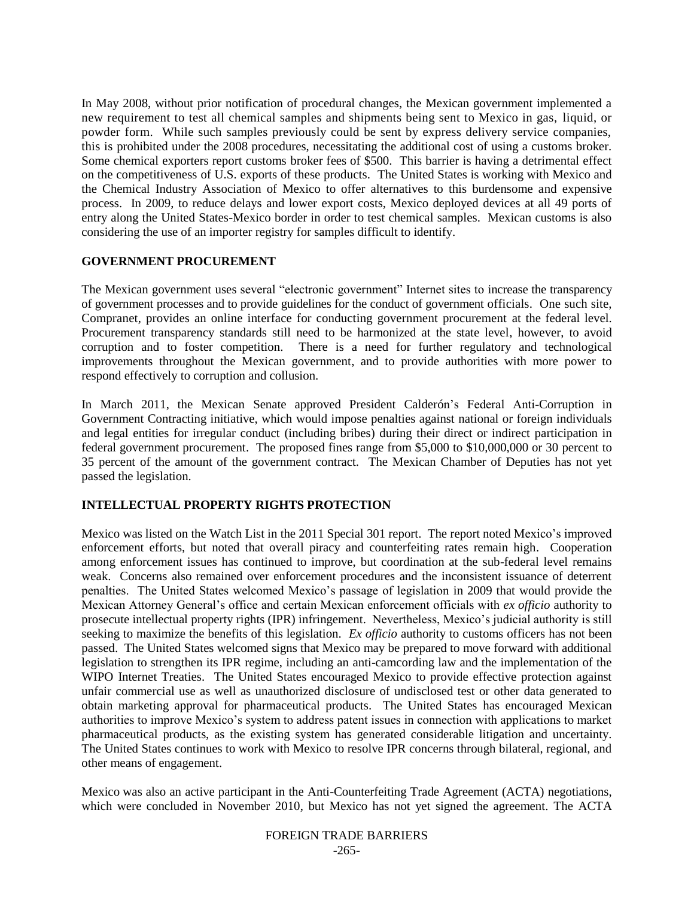In May 2008, without prior notification of procedural changes, the Mexican government implemented a new requirement to test all chemical samples and shipments being sent to Mexico in gas, liquid, or powder form. While such samples previously could be sent by express delivery service companies, this is prohibited under the 2008 procedures, necessitating the additional cost of using a customs broker. Some chemical exporters report customs broker fees of $500. This barrier is having a detrimental effect on the competitiveness of U.S. exports of these products. The United States is working with Mexico and the Chemical Industry Association of Mexico to offer alternatives to this burdensome and expensive process. In 2009, to reduce delays and lower export costs, Mexico deployed devices at all 49 ports of entry along the United States-Mexico border in order to test chemical samples. Mexican customs is also considering the use of an importer registry for samples difficult to identify.

## GOVERNMENT PROCUREMENT

The Mexican government uses several "electronic government" Internet sites to increase the transparency of government processes and to provide guidelines for the conduct of government officials. One such site, Compranet, provides an online interface for conducting government procurement at the federal level. Procurement transparency standards still need to be harmonized at the state level, however, to avoid corruption and to foster competition. There is a need for further regulatory and technological improvements throughout the Mexican government, and to provide authorities with more power to respond effectively to corruption and collusion.

In March 2011, the Mexican Senate approved President Calderón's Federal Anti-Corruption in Government Contracting initiative, which would impose penalties against national or foreign individuals and legal entities for irregular conduct (including bribes) during their direct or indirect participation in federal government procurement. The proposed fines range from $5,000 to $10,000,000 or 30 percent to 35 percent of the amount of the government contract. The Mexican Chamber of Deputies has not yet passed the legislation.

## INTELLECTUAL PROPERTY RIGHTS PROTECTION

Mexico was listed on the Watch List in the 2011 Special 301 report. The report noted Mexico's improved enforcement efforts, but noted that overall piracy and counterfeiting rates remain high. Cooperation among enforcement issues has continued to improve, but coordination at the sub-federal level remains weak. Concerns also remained over enforcement procedures and the inconsistent issuance of deterrent penalties. The United States welcomed Mexico's passage of legislation in 2009 that would provide the Mexican Attorney General's office and certain Mexican enforcement officials with *ex officio* authority to prosecute intellectual property rights (IPR) infringement. Nevertheless, Mexico's judicial authority is still seeking to maximize the benefits of this legislation. *Ex officio* authority to customs officers has not been passed. The United States welcomed signs that Mexico may be prepared to move forward with additional legislation to strengthen its IPR regime, including an anti-camcording law and the implementation of the WIPO Internet Treaties. The United States encouraged Mexico to provide effective protection against unfair commercial use as well as unauthorized disclosure of undisclosed test or other data generated to obtain marketing approval for pharmaceutical products. The United States has encouraged Mexican authorities to improve Mexico's system to address patent issues in connection with applications to market pharmaceutical products, as the existing system has generated considerable litigation and uncertainty. The United States continues to work with Mexico to resolve IPR concerns through bilateral, regional, and other means of engagement.

Mexico was also an active participant in the Anti-Counterfeiting Trade Agreement (ACTA) negotiations, which were concluded in November 2010, but Mexico has not yet signed the agreement. The ACTA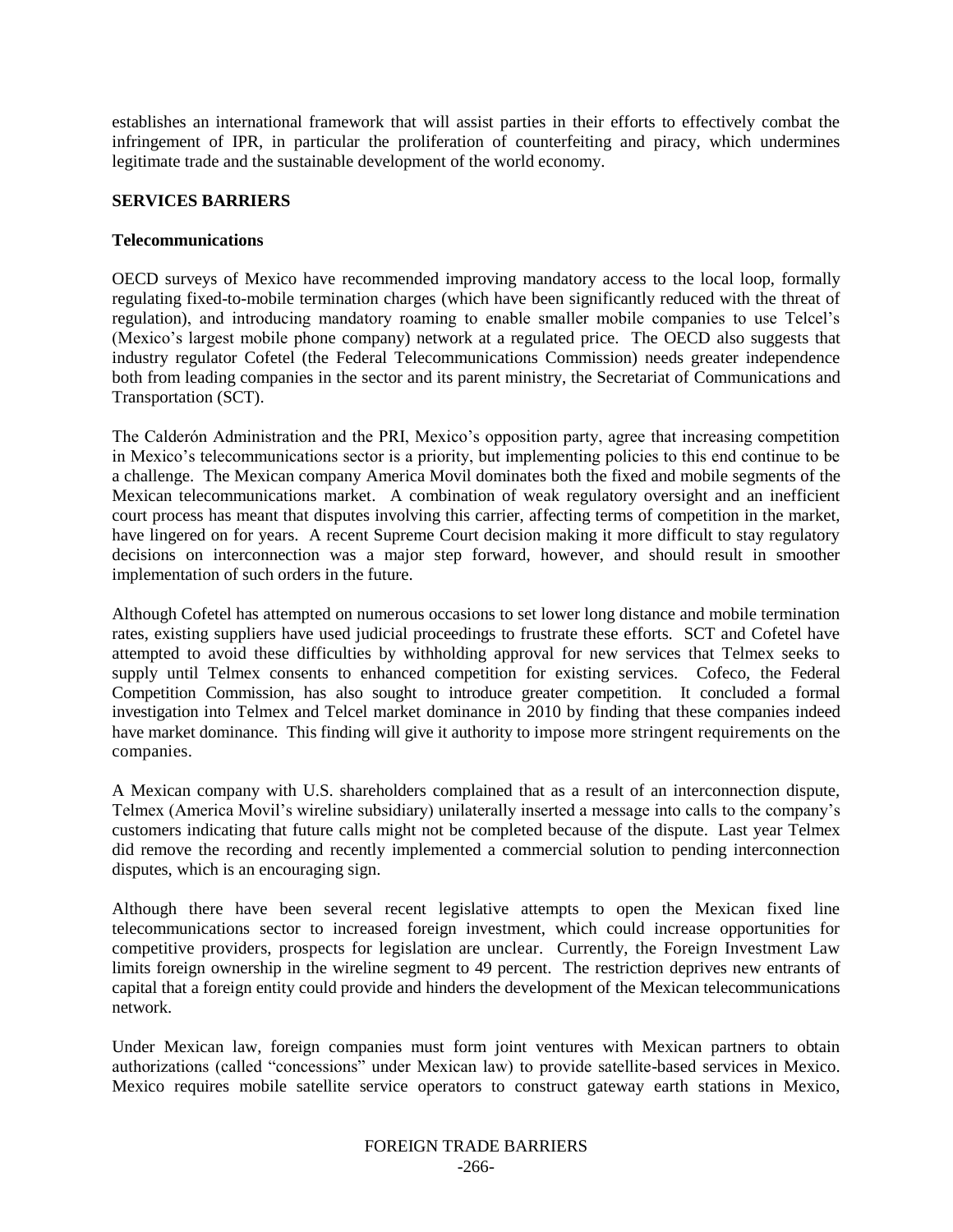establishes an international framework that will assist parties in their efforts to effectively combat the infringement of IPR, in particular the proliferation of counterfeiting and piracy, which undermines legitimate trade and the sustainable development of the world economy.

## SERVICES BARRIERS

### Telecommunications

OECD surveys of Mexico have recommended improving mandatory access to the local loop, formally regulating fixed-to-mobile termination charges (which have been significantly reduced with the threat of regulation), and introducing mandatory roaming to enable smaller mobile companies to use Telcel's (Mexico's largest mobile phone company) network at a regulated price. The OECD also suggests that industry regulator Cofetel (the Federal Telecommunications Commission) needs greater independence both from leading companies in the sector and its parent ministry, the Secretariat of Communications and Transportation (SCT).

The Calderón Administration and the PRI, Mexico's opposition party, agree that increasing competition in Mexico's telecommunications sector is a priority, but implementing policies to this end continue to be a challenge. The Mexican company America Movil dominates both the fixed and mobile segments of the Mexican telecommunications market. A combination of weak regulatory oversight and an inefficient court process has meant that disputes involving this carrier, affecting terms of competition in the market, have lingered on for years. A recent Supreme Court decision making it more difficult to stay regulatory decisions on interconnection was a major step forward, however, and should result in smoother implementation of such orders in the future.

Although Cofetel has attempted on numerous occasions to set lower long distance and mobile termination rates, existing suppliers have used judicial proceedings to frustrate these efforts. SCT and Cofetel have attempted to avoid these difficulties by withholding approval for new services that Telmex seeks to supply until Telmex consents to enhanced competition for existing services. Cofeco, the Federal Competition Commission, has also sought to introduce greater competition. It concluded a formal investigation into Telmex and Telcel market dominance in 2010 by finding that these companies indeed have market dominance. This finding will give it authority to impose more stringent requirements on the companies.

A Mexican company with U.S. shareholders complained that as a result of an interconnection dispute, Telmex (America Movil's wireline subsidiary) unilaterally inserted a message into calls to the company's customers indicating that future calls might not be completed because of the dispute. Last year Telmex did remove the recording and recently implemented a commercial solution to pending interconnection disputes, which is an encouraging sign.

Although there have been several recent legislative attempts to open the Mexican fixed line telecommunications sector to increased foreign investment, which could increase opportunities for competitive providers, prospects for legislation are unclear. Currently, the Foreign Investment Law limits foreign ownership in the wireline segment to 49 percent. The restriction deprives new entrants of capital that a foreign entity could provide and hinders the development of the Mexican telecommunications network.

Under Mexican law, foreign companies must form joint ventures with Mexican partners to obtain authorizations (called "concessions" under Mexican law) to provide satellite-based services in Mexico. Mexico requires mobile satellite service operators to construct gateway earth stations in Mexico,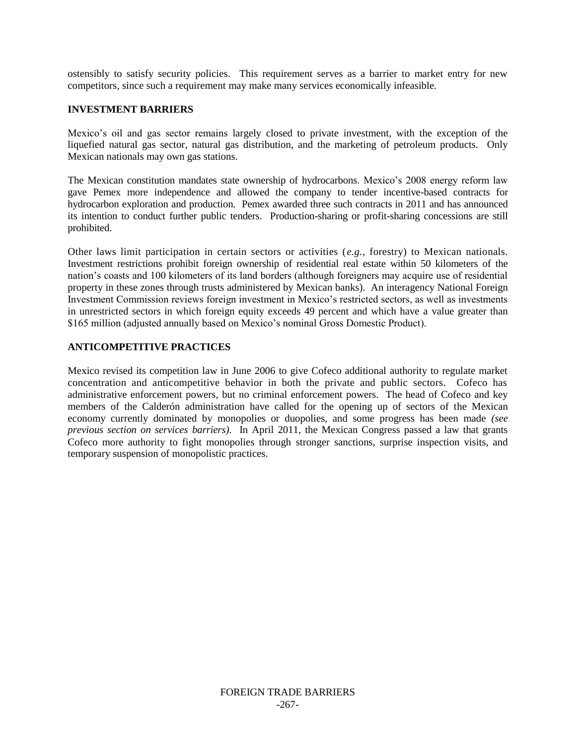ostensibly to satisfy security policies. This requirement serves as a barrier to market entry for new competitors, since such a requirement may make many services economically infeasible.

## INVESTMENT BARRIERS

Mexico's oil and gas sector remains largely closed to private investment, with the exception of the liquefied natural gas sector, natural gas distribution, and the marketing of petroleum products. Only Mexican nationals may own gas stations.

The Mexican constitution mandates state ownership of hydrocarbons. Mexico's 2008 energy reform law gave Pemex more independence and allowed the company to tender incentive-based contracts for hydrocarbon exploration and production. Pemex awarded three such contracts in 2011 and has announced its intention to conduct further public tenders. Production-sharing or profit-sharing concessions are still prohibited.

Other laws limit participation in certain sectors or activities (*e.g.*, forestry) to Mexican nationals. Investment restrictions prohibit foreign ownership of residential real estate within 50 kilometers of the nation's coasts and 100 kilometers of its land borders (although foreigners may acquire use of residential property in these zones through trusts administered by Mexican banks). An interagency National Foreign Investment Commission reviews foreign investment in Mexico's restricted sectors, as well as investments in unrestricted sectors in which foreign equity exceeds 49 percent and which have a value greater than $165 million (adjusted annually based on Mexico's nominal Gross Domestic Product).

## ANTICOMPETITIVE PRACTICES

Mexico revised its competition law in June 2006 to give Cofeco additional authority to regulate market concentration and anticompetitive behavior in both the private and public sectors. Cofeco has administrative enforcement powers, but no criminal enforcement powers. The head of Cofeco and key members of the Calderón administration have called for the opening up of sectors of the Mexican economy currently dominated by monopolies or duopolies, and some progress has been made *(see previous section on services barriers).* In April 2011, the Mexican Congress passed a law that grants Cofeco more authority to fight monopolies through stronger sanctions, surprise inspection visits, and temporary suspension of monopolistic practices.